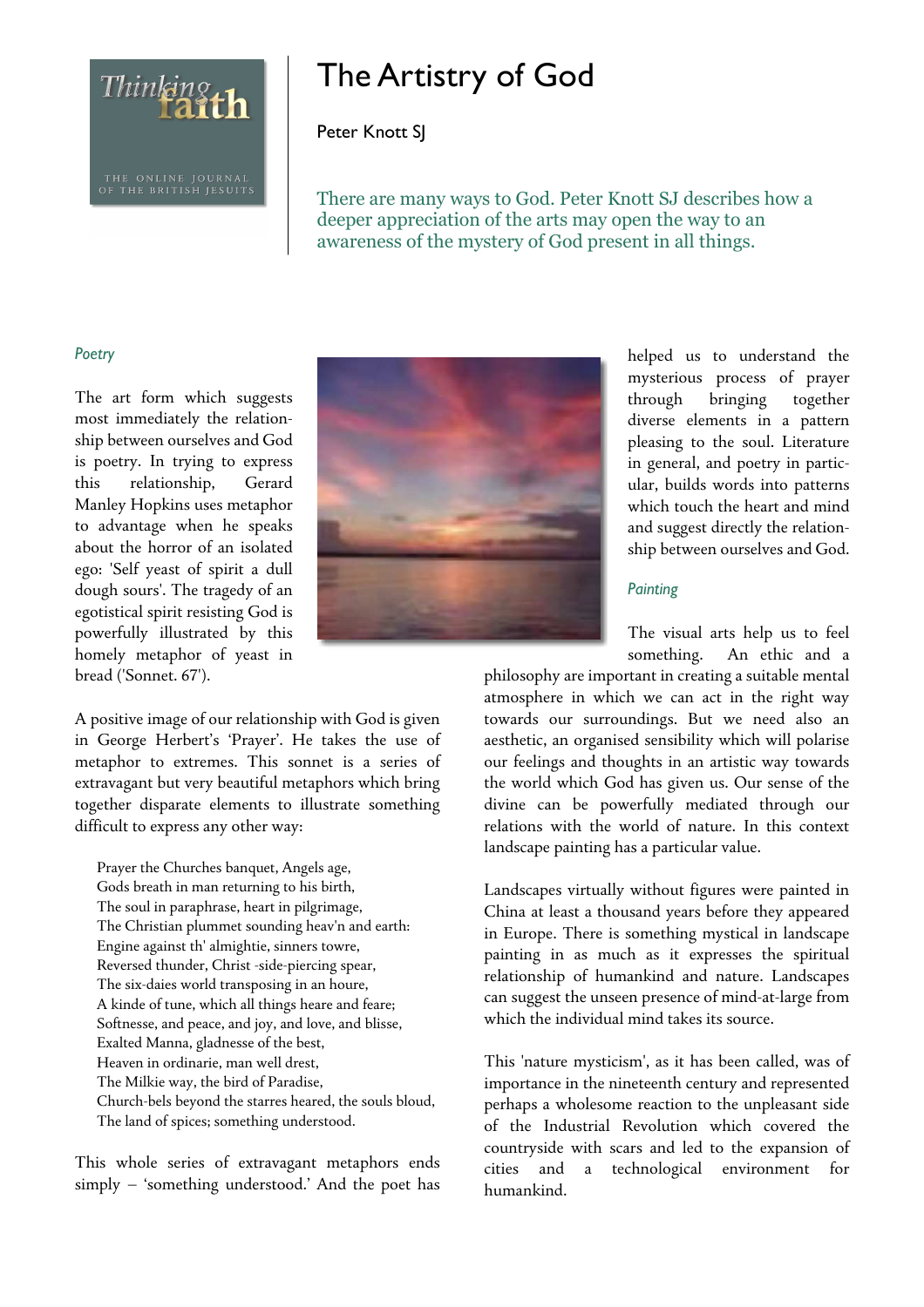# The Artistry of God

Peter Knott SJ

There are many ways to God. Peter Knott SJ describes how a deeper appreciation of the arts may open the way to an awareness of the mystery of God present in all things.

### *Poetry*

The art form which suggests most immediately the relationship between ourselves and God is poetry. In trying to express this relationship, Gerard Manley Hopkins uses metaphor to advantage when he speaks about the horror of an isolated ego: 'Self yeast of spirit a dull dough sours'. The tragedy of an egotistical spirit resisting God is powerfully illustrated by this homely metaphor of yeast in bread ('Sonnet. 67').

A positive image of our relationship with God is given in George Herbert's 'Prayer'. He takes the use of metaphor to extremes. This sonnet is a series of extravagant but very beautiful metaphors which bring together disparate elements to illustrate something difficult to express any other way:

> Prayer the Churches banquet, Angels age,
> Gods breath in man returning to his birth,
> The soul in paraphrase, heart in pilgrimage,
> The Christian plummet sounding heav'n and earth:
> Engine against th' almightie, sinners towre,
> Reversed thunder, Christ -side-piercing spear,
> The six-daies world transposing in an houre,
> A kinde of tune, which all things heare and feare;
> Softnesse, and peace, and joy, and love, and blisse,
> Exalted Manna, gladnesse of the best,
> Heaven in ordinarie, man well drest,
> The Milkie way, the bird of Paradise,
> Church-bels beyond the starres heared, the souls bloud,
> The land of spices; something understood.

This whole series of extravagant metaphors ends simply – 'something understood.' And the poet has helped us to understand the mysterious process of prayer through bringing together diverse elements in a pattern pleasing to the soul. Literature in general, and poetry in particular, builds words into patterns which touch the heart and mind and suggest directly the relationship between ourselves and God.

### *Painting*

The visual arts help us to feel something. An ethic and a philosophy are important in creating a suitable mental atmosphere in which we can act in the right way towards our surroundings. But we need also an aesthetic, an organised sensibility which will polarise our feelings and thoughts in an artistic way towards the world which God has given us. Our sense of the divine can be powerfully mediated through our relations with the world of nature. In this context landscape painting has a particular value.

Landscapes virtually without figures were painted in China at least a thousand years before they appeared in Europe. There is something mystical in landscape painting in as much as it expresses the spiritual relationship of humankind and nature. Landscapes can suggest the unseen presence of mind-at-large from which the individual mind takes its source.

This 'nature mysticism', as it has been called, was of importance in the nineteenth century and represented perhaps a wholesome reaction to the unpleasant side of the Industrial Revolution which covered the countryside with scars and led to the expansion of cities and a technological environment for humankind.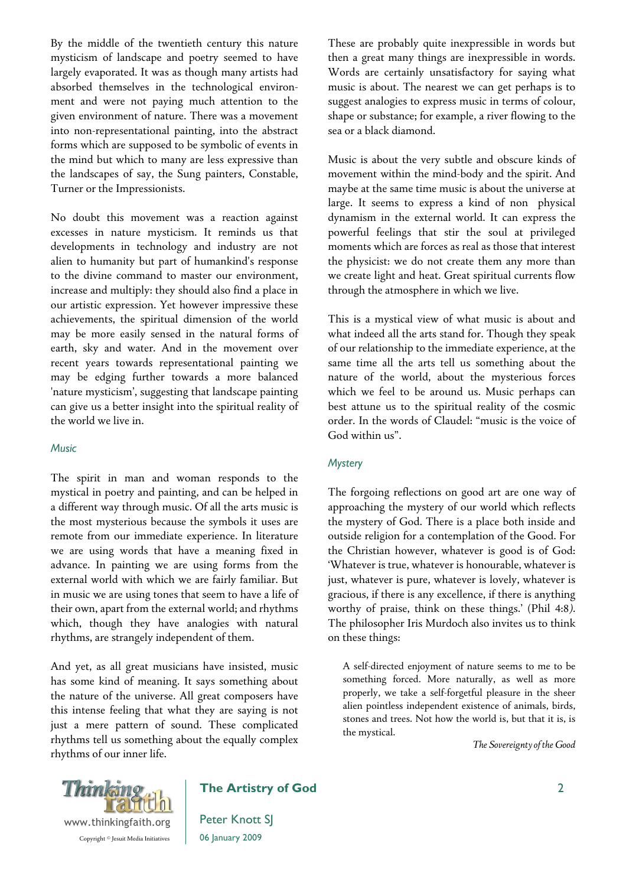By the middle of the twentieth century this nature mysticism of landscape and poetry seemed to have largely evaporated. It was as though many artists had absorbed themselves in the technological environment and were not paying much attention to the given environment of nature. There was a movement into non-representational painting, into the abstract forms which are supposed to be symbolic of events in the mind but which to many are less expressive than the landscapes of say, the Sung painters, Constable, Turner or the Impressionists.

No doubt this movement was a reaction against excesses in nature mysticism. It reminds us that developments in technology and industry are not alien to humanity but part of humankind's response to the divine command to master our environment, increase and multiply: they should also find a place in our artistic expression. Yet however impressive these achievements, the spiritual dimension of the world may be more easily sensed in the natural forms of earth, sky and water. And in the movement over recent years towards representational painting we may be edging further towards a more balanced 'nature mysticism', suggesting that landscape painting can give us a better insight into the spiritual reality of the world we live in.

### *Music*

The spirit in man and woman responds to the mystical in poetry and painting, and can be helped in a different way through music. Of all the arts music is the most mysterious because the symbols it uses are remote from our immediate experience. In literature we are using words that have a meaning fixed in advance. In painting we are using forms from the external world with which we are fairly familiar. But in music we are using tones that seem to have a life of their own, apart from the external world; and rhythms which, though they have analogies with natural rhythms, are strangely independent of them.

And yet, as all great musicians have insisted, music has some kind of meaning. It says something about the nature of the universe. All great composers have this intense feeling that what they are saying is not just a mere pattern of sound. These complicated rhythms tell us something about the equally complex rhythms of our inner life.

These are probably quite inexpressible in words but then a great many things are inexpressible in words. Words are certainly unsatisfactory for saying what music is about. The nearest we can get perhaps is to suggest analogies to express music in terms of colour, shape or substance; for example, a river flowing to the sea or a black diamond.

Music is about the very subtle and obscure kinds of movement within the mind-body and the spirit. And maybe at the same time music is about the universe at large. It seems to express a kind of non physical dynamism in the external world. It can express the powerful feelings that stir the soul at privileged moments which are forces as real as those that interest the physicist: we do not create them any more than we create light and heat. Great spiritual currents flow through the atmosphere in which we live.

This is a mystical view of what music is about and what indeed all the arts stand for. Though they speak of our relationship to the immediate experience, at the same time all the arts tell us something about the nature of the world, about the mysterious forces which we feel to be around us. Music perhaps can best attune us to the spiritual reality of the cosmic order. In the words of Claudel: "music is the voice of God within us".

### *Mystery*

The forgoing reflections on good art are one way of approaching the mystery of our world which reflects the mystery of God. There is a place both inside and outside religion for a contemplation of the Good. For the Christian however, whatever is good is of God: 'Whatever is true, whatever is honourable, whatever is just, whatever is pure, whatever is lovely, whatever is gracious, if there is any excellence, if there is anything worthy of praise, think on these things.' (Phil 4:8*)*. The philosopher Iris Murdoch also invites us to think on these things:

> A self-directed enjoyment of nature seems to me to be something forced. More naturally, as well as more properly, we take a self-forgetful pleasure in the sheer alien pointless independent existence of animals, birds, stones and trees. Not how the world is, but that it is, is the mystical.
>
> *The Sovereignty of the Good*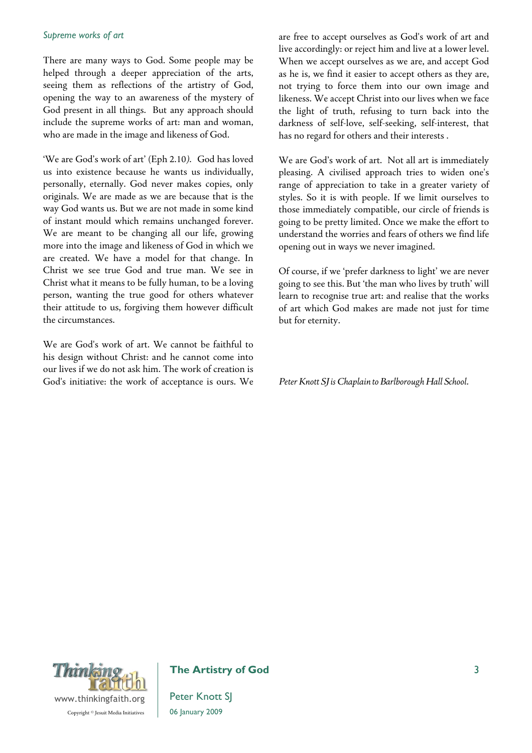*Supreme works of art*

There are many ways to God. Some people may be helped through a deeper appreciation of the arts, seeing them as reflections of the artistry of God, opening the way to an awareness of the mystery of God present in all things. But any approach should include the supreme works of art: man and woman, who are made in the image and likeness of God.

'We are God's work of art' (Eph 2.10). God has loved us into existence because he wants us individually, personally, eternally. God never makes copies, only originals. We are made as we are because that is the way God wants us. But we are not made in some kind of instant mould which remains unchanged forever. We are meant to be changing all our life, growing more into the image and likeness of God in which we are created. We have a model for that change. In Christ we see true God and true man. We see in Christ what it means to be fully human, to be a loving person, wanting the true good for others whatever their attitude to us, forgiving them however difficult the circumstances.

We are God's work of art. We cannot be faithful to his design without Christ: and he cannot come into our lives if we do not ask him. The work of creation is God's initiative: the work of acceptance is ours. We are free to accept ourselves as God's work of art and live accordingly: or reject him and live at a lower level. When we accept ourselves as we are, and accept God as he is, we find it easier to accept others as they are, not trying to force them into our own image and likeness. We accept Christ into our lives when we face the light of truth, refusing to turn back into the darkness of self-love, self-seeking, self-interest, that has no regard for others and their interests .

We are God's work of art. Not all art is immediately pleasing. A civilised approach tries to widen one's range of appreciation to take in a greater variety of styles. So it is with people. If we limit ourselves to those immediately compatible, our circle of friends is going to be pretty limited. Once we make the effort to understand the worries and fears of others we find life opening out in ways we never imagined.

Of course, if we 'prefer darkness to light' we are never going to see this. But 'the man who lives by truth' will learn to recognise true art: and realise that the works of art which God makes are made not just for time but for eternity.

*Peter Knott SJ is Chaplain to Barlborough Hall School.*